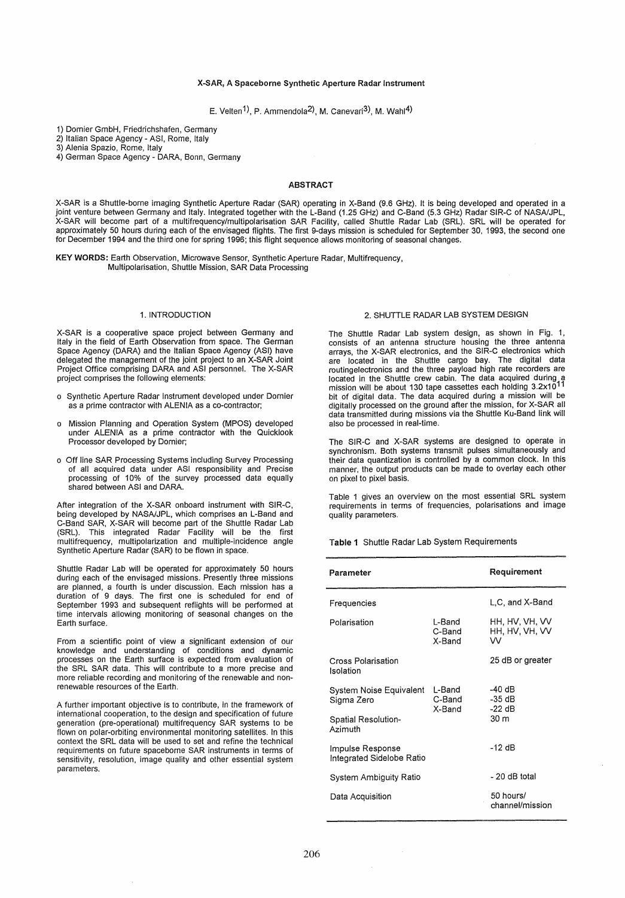# X-SAR, A Spaceborne Synthetic Aperture Radar Instrument

E. Velten[1], P. Ammendola[2], M. Canevari[3], M. Wahl[4]

1) Dornier GmbH, Friedrichshafen, Germany
2) Italian Space Agency - ASI, Rome, Italy
3) Alenia Spazio, Rome, Italy
4) German Space Agency - DARA, Bonn, Germany

## ABSTRACT

X-SAR is a Shuttle-borne imaging Synthetic Aperture Radar (SAR) operating in X-Band (9.6 GHz). It is being developed and operated in a joint venture between Germany and Italy. Integrated together with the L-Band (1.25 GHz) and C-Band (5.3 GHz) Radar SIR-C of NASA/JPL, X-SAR will become part of a multifrequency/multipolarisation SAR Facility, called Shuttle Radar Lab (SRL). SRL will be operated for approximately 50 hours during each of the envisaged flights. The first 9-days mission is scheduled for September 30, 1993, the second one for December 1994 and the third one for spring 1996; this flight sequence allows monitoring of seasonal changes.

**KEY WORDS:** Earth Observation, Microwave Sensor, Synthetic Aperture Radar, Multifrequency, Multipolarisation, Shuttle Mission, SAR Data Processing

## 1. INTRODUCTION

X-SAR is a cooperative space project between Germany and Italy in the field of Earth Observation from space. The German Space Agency (DARA) and the Italian Space Agency (ASI) have delegated the management of the joint project to an X-SAR Joint Project Office comprising DARA and ASI personnel. The X-SAR project comprises the following elements:

- Synthetic Aperture Radar Instrument developed under Dornier as a prime contractor with ALENIA as a co-contractor;
- Mission Planning and Operation System (MPOS) developed under ALENIA as a prime contractor with the Quicklook Processor developed by Dornier;
- Off line SAR Processing Systems including Survey Processing of all acquired data under ASI responsibility and Precise processing of 10% of the survey processed data equally shared between ASI and DARA.

After integration of the X-SAR onboard instrument with SIR-C, being developed by NASA/JPL, which comprises an L-Band and C-Band SAR, X-SAR will become part of the Shuttle Radar Lab (SRL). This integrated Radar Facility will be the first multifrequency, multipolarization and multiple-incidence angle Synthetic Aperture Radar (SAR) to be flown in space.

Shuttle Radar Lab will be operated for approximately 50 hours during each of the envisaged missions. Presently three missions are planned, a fourth is under discussion. Each mission has a duration of 9 days. The first one is scheduled for end of September 1993 and subsequent reflights will be performed at time intervals allowing monitoring of seasonal changes on the Earth surface.

From a scientific point of view a significant extension of our knowledge and understanding of conditions and dynamic processes on the Earth surface is expected from evaluation of the SRL SAR data. This will contribute to a more precise and more reliable recording and monitoring of the renewable and non-renewable resources of the Earth.

A further important objective is to contribute, in the framework of international cooperation, to the design and specification of future generation (pre-operational) multifrequency SAR systems to be flown on polar-orbiting environmental monitoring satellites. In this context the SRL data will be used to set and refine the technical requirements on future spaceborne SAR instruments in terms of sensitivity, resolution, image quality and other essential system parameters.

## 2. SHUTTLE RADAR LAB SYSTEM DESIGN

The Shuttle Radar Lab system design, as shown in Fig. 1, consists of an antenna structure housing the three antenna arrays, the X-SAR electronics, and the SIR-C electronics which are located in the Shuttle cargo bay. The digital data routingelectronics and the three payload high rate recorders are located in the Shuttle crew cabin. The data acquired during a mission will be about 130 tape cassettes each holding $3.2 \times 10^{11}$ bit of digital data. The data acquired during a mission will be digitally processed on the ground after the mission, for X-SAR all data transmitted during missions via the Shuttle Ku-Band link will also be processed in real-time.

The SIR-C and X-SAR systems are designed to operate in synchronism. Both systems transmit pulses simultaneously and their data quantization is controlled by a common clock. In this manner, the output products can be made to overlay each other on pixel to pixel basis.

Table 1 gives an overview on the most essential SRL system requirements in terms of frequencies, polarisations and image quality parameters.

**Table 1** Shuttle Radar Lab System Requirements

| Parameter | | Requirement |
|---|---|---|
| Frequencies | | L,C, and X-Band |
| Polarisation | L-Band<br>C-Band<br>X-Band | HH, HV, VH, VV<br>HH, HV, VH, VV<br>VV |
| Cross Polarisation Isolation | | 25 dB or greater |
| System Noise Equivalent Sigma Zero | L-Band<br>C-Band<br>X-Band | -40 dB<br>-35 dB<br>-22 dB |
| Spatial Resolution-Azimuth | | 30 m |
| Impulse Response Integrated Sidelobe Ratio | | -12 dB |
| System Ambiguity Ratio | | - 20 dB total |
| Data Acquisition | | 50 hours/ channel/mission |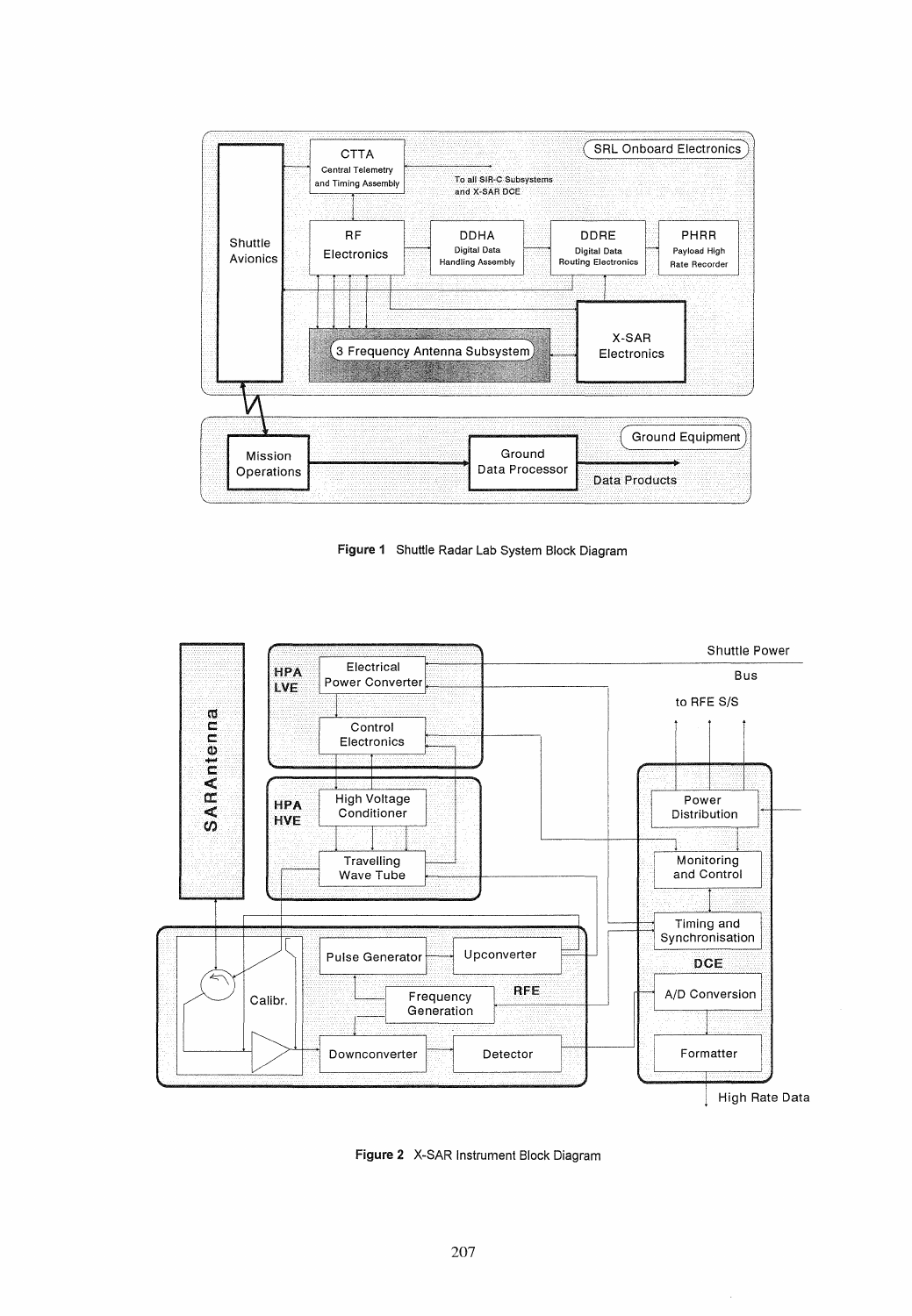Figure 1 Shuttle Radar Lab System Block Diagram

Figure 2 X-SAR Instrument Block Diagram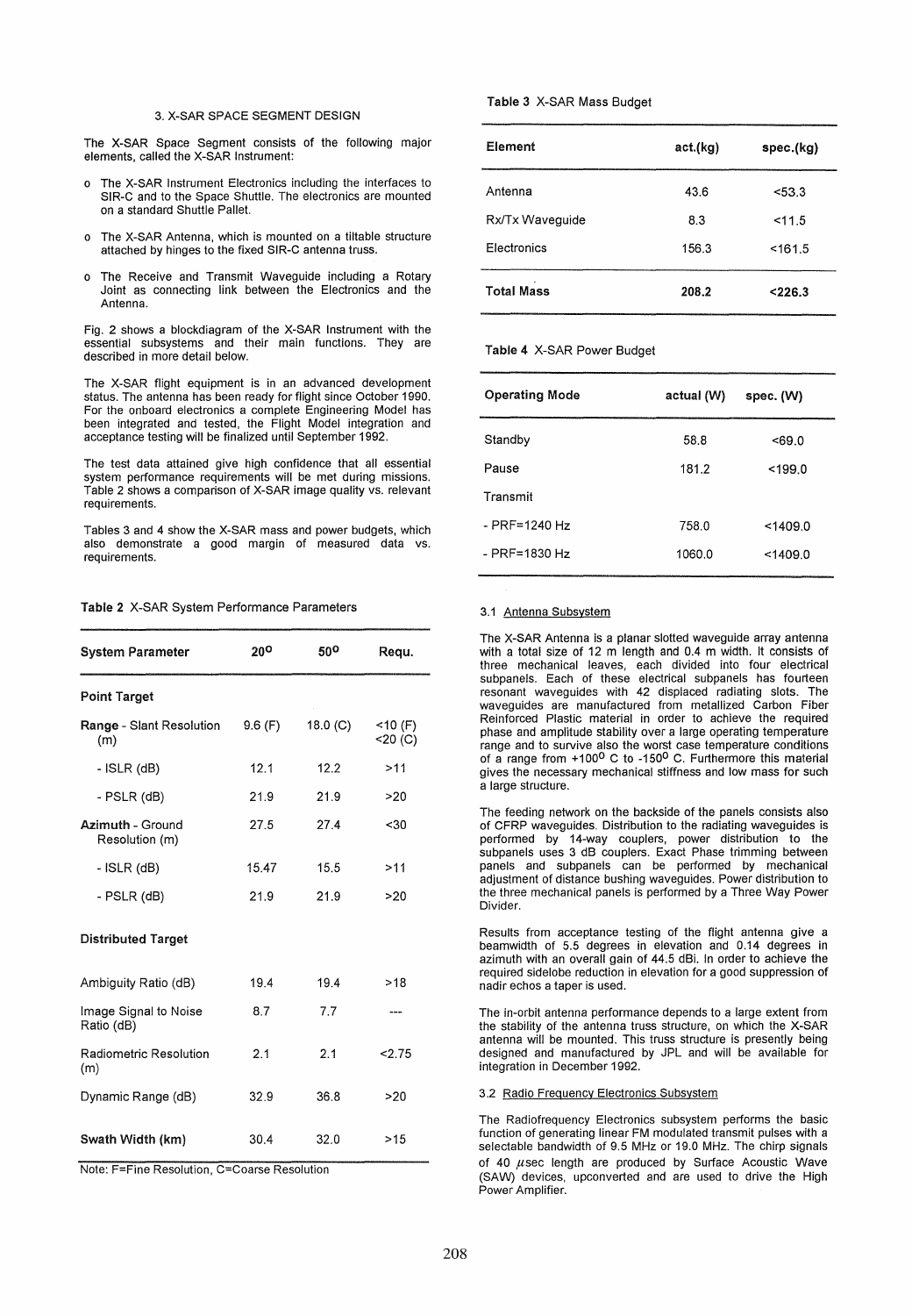## 3. X-SAR SPACE SEGMENT DESIGN

The X-SAR Space Segment consists of the following major elements, called the X-SAR Instrument:

- The X-SAR Instrument Electronics including the interfaces to SIR-C and to the Space Shuttle. The electronics are mounted on a standard Shuttle Pallet.
- The X-SAR Antenna, which is mounted on a tiltable structure attached by hinges to the fixed SIR-C antenna truss.
- The Receive and Transmit Waveguide including a Rotary Joint as connecting link between the Electronics and the Antenna.

Fig. 2 shows a blockdiagram of the X-SAR Instrument with the essential subsystems and their main functions. They are described in more detail below.

The X-SAR flight equipment is in an advanced development status. The antenna has been ready for flight since October 1990. For the onboard electronics a complete Engineering Model has been integrated and tested, the Flight Model integration and acceptance testing will be finalized until September 1992.

The test data attained give high confidence that all essential system performance requirements will be met during missions. Table 2 shows a comparison of X-SAR image quality vs. relevant requirements.

Tables 3 and 4 show the X-SAR mass and power budgets, which also demonstrate a good margin of measured data vs. requirements.

**Table 2** X-SAR System Performance Parameters

| System Parameter | 20° | 50° | Requ. |
|---|---|---|---|
| **Point Target** | | | |
| **Range** - Slant Resolution (m) | 9.6 (F) | 18.0 (C) | <10 (F) <20 (C) |
| - ISLR (dB) | 12.1 | 12.2 | >11 |
| - PSLR (dB) | 21.9 | 21.9 | >20 |
| **Azimuth** - Ground Resolution (m) | 27.5 | 27.4 | <30 |
| - ISLR (dB) | 15.47 | 15.5 | >11 |
| - PSLR (dB) | 21.9 | 21.9 | >20 |
| **Distributed Target** | | | |
| Ambiguity Ratio (dB) | 19.4 | 19.4 | >18 |
| Image Signal to Noise Ratio (dB) | 8.7 | 7.7 | --- |
| Radiometric Resolution (m) | 2.1 | 2.1 | <2.75 |
| Dynamic Range (dB) | 32.9 | 36.8 | >20 |
| **Swath Width (km)** | 30.4 | 32.0 | >15 |

Note: F=Fine Resolution, C=Coarse Resolution

**Table 3** X-SAR Mass Budget

| Element | act.(kg) | spec.(kg) |
|---|---|---|
| Antenna | 43.6 | <53.3 |
| Rx/Tx Waveguide | 8.3 | <11.5 |
| Electronics | 156.3 | <161.5 |
| **Total Mass** | **208.2** | **<226.3** |

**Table 4** X-SAR Power Budget

| Operating Mode | actual (W) | spec. (W) |
|---|---|---|
| Standby | 58.8 | <69.0 |
| Pause | 181.2 | <199.0 |
| Transmit | | |
| - PRF=1240 Hz | 758.0 | <1409.0 |
| - PRF=1830 Hz | 1060.0 | <1409.0 |

### 3.1 Antenna Subsystem

The X-SAR Antenna is a planar slotted waveguide array antenna with a total size of 12 m length and 0.4 m width. It consists of three mechanical leaves, each divided into four electrical subpanels. Each of these electrical subpanels has fourteen resonant waveguides with 42 displaced radiating slots. The waveguides are manufactured from metallized Carbon Fiber Reinforced Plastic material in order to achieve the required phase and amplitude stability over a large operating temperature range and to survive also the worst case temperature conditions of a range from +100° C to -150° C. Furthermore this material gives the necessary mechanical stiffness and low mass for such a large structure.

The feeding network on the backside of the panels consists also of CFRP waveguides. Distribution to the radiating waveguides is performed by 14-way couplers, power distribution to the subpanels uses 3 dB couplers. Exact Phase trimming between panels and subpanels can be performed by mechanical adjustment of distance bushing waveguides. Power distribution to the three mechanical panels is performed by a Three Way Power Divider.

Results from acceptance testing of the flight antenna give a beamwidth of 5.5 degrees in elevation and 0.14 degrees in azimuth with an overall gain of 44.5 dBi. In order to achieve the required sidelobe reduction in elevation for a good suppression of nadir echos a taper is used.

The in-orbit antenna performance depends to a large extent from the stability of the antenna truss structure, on which the X-SAR antenna will be mounted. This truss structure is presently being designed and manufactured by JPL and will be available for integration in December 1992.

### 3.2 Radio Frequency Electronics Subsystem

The Radiofrequency Electronics subsystem performs the basic function of generating linear FM modulated transmit pulses with a selectable bandwidth of 9.5 MHz or 19.0 MHz. The chirp signals of 40 $\mu$sec length are produced by Surface Acoustic Wave (SAW) devices, upconverted and are used to drive the High Power Amplifier.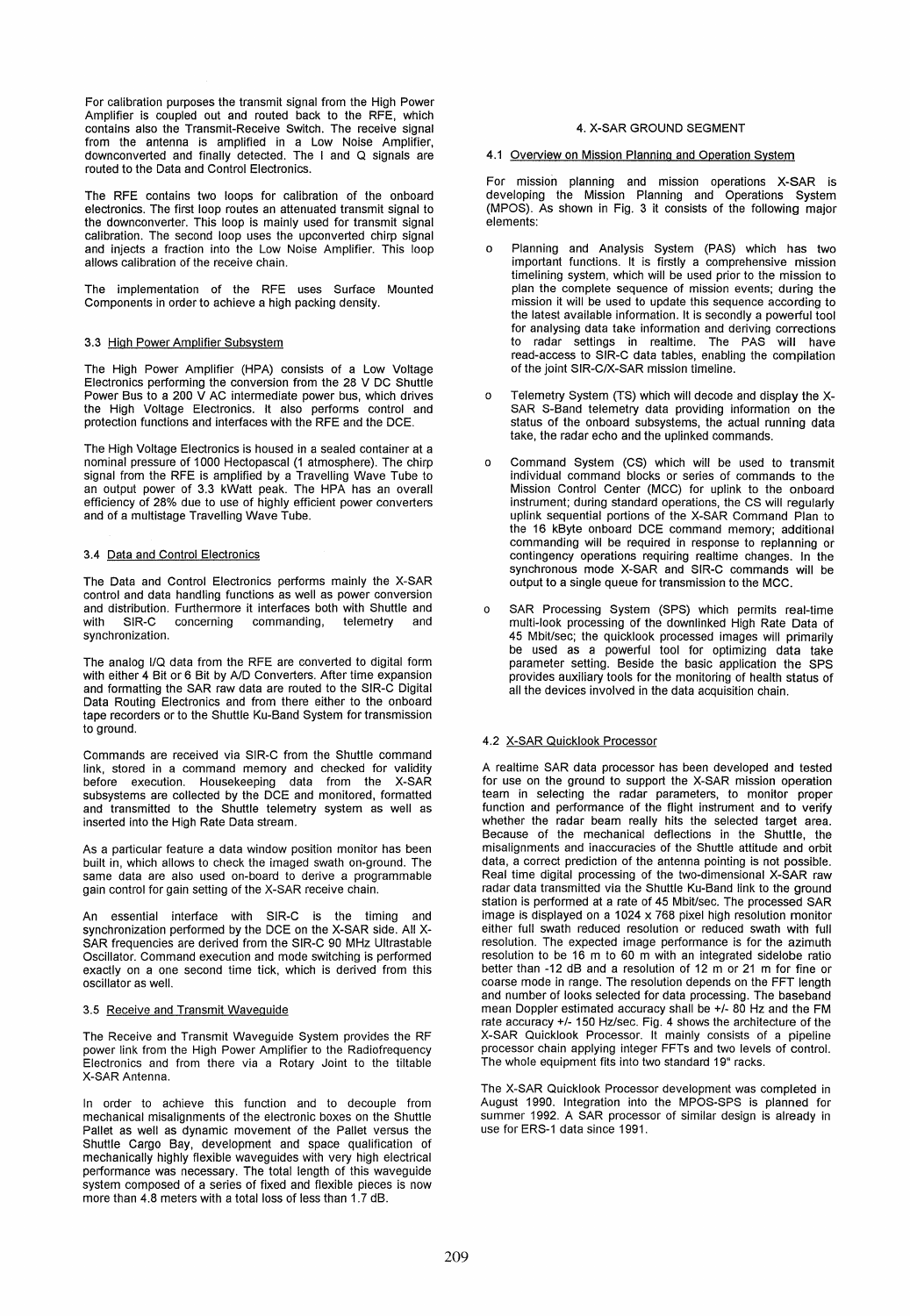For calibration purposes the transmit signal from the High Power Amplifier is coupled out and routed back to the RFE, which contains also the Transmit-Receive Switch. The receive signal from the antenna is amplified in a Low Noise Amplifier, downconverted and finally detected. The I and Q signals are routed to the Data and Control Electronics.

The RFE contains two loops for calibration of the onboard electronics. The first loop routes an attenuated transmit signal to the downconverter. This loop is mainly used for transmit signal calibration. The second loop uses the upconverted chirp signal and injects a fraction into the Low Noise Amplifier. This loop allows calibration of the receive chain.

The implementation of the RFE uses Surface Mounted Components in order to achieve a high packing density.

### 3.3 High Power Amplifier Subsystem

The High Power Amplifier (HPA) consists of a Low Voltage Electronics performing the conversion from the 28 V DC Shuttle Power Bus to a 200 V AC intermediate power bus, which drives the High Voltage Electronics. It also performs control and protection functions and interfaces with the RFE and the DCE.

The High Voltage Electronics is housed in a sealed container at a nominal pressure of 1000 Hectopascal (1 atmosphere). The chirp signal from the RFE is amplified by a Travelling Wave Tube to an output power of 3.3 kWatt peak. The HPA has an overall efficiency of 28% due to use of highly efficient power converters and of a multistage Travelling Wave Tube.

### 3.4 Data and Control Electronics

The Data and Control Electronics performs mainly the X-SAR control and data handling functions as well as power conversion and distribution. Furthermore it interfaces both with Shuttle and with SIR-C concerning commanding, telemetry and synchronization.

The analog I/Q data from the RFE are converted to digital form with either 4 Bit or 6 Bit by A/D Converters. After time expansion and formatting the SAR raw data are routed to the SIR-C Digital Data Routing Electronics and from there either to the onboard tape recorders or to the Shuttle Ku-Band System for transmission to ground.

Commands are received via SIR-C from the Shuttle command link, stored in a command memory and checked for validity before execution. Housekeeping data from the X-SAR subsystems are collected by the DCE and monitored, formatted and transmitted to the Shuttle telemetry system as well as inserted into the High Rate Data stream.

As a particular feature a data window position monitor has been built in, which allows to check the imaged swath on-ground. The same data are also used on-board to derive a programmable gain control for gain setting of the X-SAR receive chain.

An essential interface with SIR-C is the timing and synchronization performed by the DCE on the X-SAR side. All X-SAR frequencies are derived from the SIR-C 90 MHz Ultrastable Oscillator. Command execution and mode switching is performed exactly on a one second time tick, which is derived from this oscillator as well.

### 3.5 Receive and Transmit Waveguide

The Receive and Transmit Waveguide System provides the RF power link from the High Power Amplifier to the Radiofrequency Electronics and from there via a Rotary Joint to the tiltable X-SAR Antenna.

In order to achieve this function and to decouple from mechanical misalignments of the electronic boxes on the Shuttle Pallet as well as dynamic movement of the Pallet versus the Shuttle Cargo Bay, development and space qualification of mechanically highly flexible waveguides with very high electrical performance was necessary. The total length of this waveguide system composed of a series of fixed and flexible pieces is now more than 4.8 meters with a total loss of less than 1.7 dB.

## 4. X-SAR GROUND SEGMENT

### 4.1 Overview on Mission Planning and Operation System

For mission planning and mission operations X-SAR is developing the Mission Planning and Operations System (MPOS). As shown in Fig. 3 it consists of the following major elements:

- Planning and Analysis System (PAS) which has two important functions. It is firstly a comprehensive mission timelining system, which will be used prior to the mission to plan the complete sequence of mission events; during the mission it will be used to update this sequence according to the latest available information. It is secondly a powerful tool for analysing data take information and deriving corrections to radar settings in realtime. The PAS will have read-access to SIR-C data tables, enabling the compilation of the joint SIR-C/X-SAR mission timeline.
- Telemetry System (TS) which will decode and display the X-SAR S-Band telemetry data providing information on the status of the onboard subsystems, the actual running data take, the radar echo and the uplinked commands.
- Command System (CS) which will be used to transmit individual command blocks or series of commands to the Mission Control Center (MCC) for uplink to the onboard instrument; during standard operations, the CS will regularly uplink sequential portions of the X-SAR Command Plan to the 16 kByte onboard DCE command memory; additional commanding will be required in response to replanning or contingency operations requiring realtime changes. In the synchronous mode X-SAR and SIR-C commands will be output to a single queue for transmission to the MCC.
- SAR Processing System (SPS) which permits real-time multi-look processing of the downlinked High Rate Data of 45 Mbit/sec; the quicklook processed images will primarily be used as a powerful tool for optimizing data take parameter setting. Beside the basic application the SPS provides auxiliary tools for the monitoring of health status of all the devices involved in the data acquisition chain.

### 4.2 X-SAR Quicklook Processor

A realtime SAR data processor has been developed and tested for use on the ground to support the X-SAR mission operation team in selecting the radar parameters, to monitor proper function and performance of the flight instrument and to verify whether the radar beam really hits the selected target area. Because of the mechanical deflections in the Shuttle, the misalignments and inaccuracies of the Shuttle attitude and orbit data, a correct prediction of the antenna pointing is not possible. Real time digital processing of the two-dimensional X-SAR raw radar data transmitted via the Shuttle Ku-Band link to the ground station is performed at a rate of 45 Mbit/sec. The processed SAR image is displayed on a 1024 x 768 pixel high resolution monitor either full swath reduced resolution or reduced swath with full resolution. The expected image performance is for the azimuth resolution to be 16 m to 60 m with an integrated sidelobe ratio better than -12 dB and a resolution of 12 m or 21 m for fine or coarse mode in range. The resolution depends on the FFT length and number of looks selected for data processing. The baseband mean Doppler estimated accuracy shall be +/- 80 Hz and the FM rate accuracy +/- 150 Hz/sec. Fig. 4 shows the architecture of the X-SAR Quicklook Processor. It mainly consists of a pipeline processor chain applying integer FFTs and two levels of control. The whole equipment fits into two standard 19" racks.

The X-SAR Quicklook Processor development was completed in August 1990. Integration into the MPOS-SPS is planned for summer 1992. A SAR processor of similar design is already in use for ERS-1 data since 1991.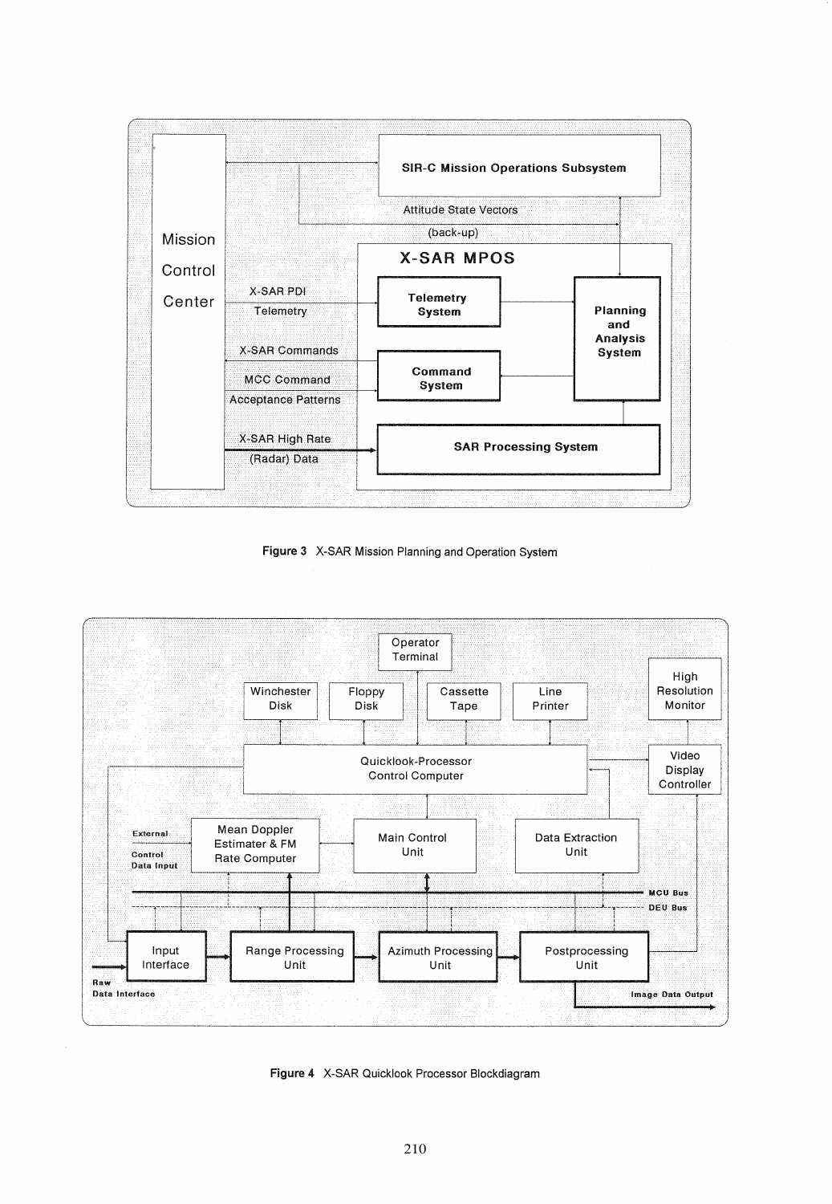Figure 3 X-SAR Mission Planning and Operation System

Figure 4 X-SAR Quicklook Processor Blockdiagram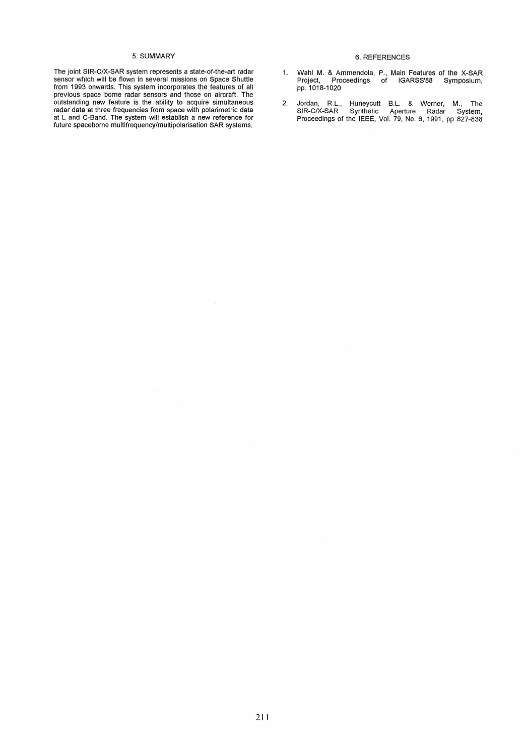## 5. SUMMARY

The joint SIR-C/X-SAR system represents a state-of-the-art radar sensor which will be flown in several missions on Space Shuttle from 1993 onwards. This system incorporates the features of all previous space borne radar sensors and those on aircraft. The outstanding new feature is the ability to acquire simultaneous radar data at three frequencies from space with polarimetric data at L and C-Band. The system will establish a new reference for future spaceborne multifrequency/multipolarisation SAR systems.

## 6. REFERENCES

1. Wahl M. & Ammendola, P., Main Features of the X-SAR Project, Proceedings of IGARSS'88 Symposium, pp. 1018-1020

2. Jordan, R.L., Huneycutt B.L. & Werner, M., The SIR-C/X-SAR Synthetic Aperture Radar System, Proceedings of the IEEE, Vol. 79, No. 6, 1991, pp 827-838